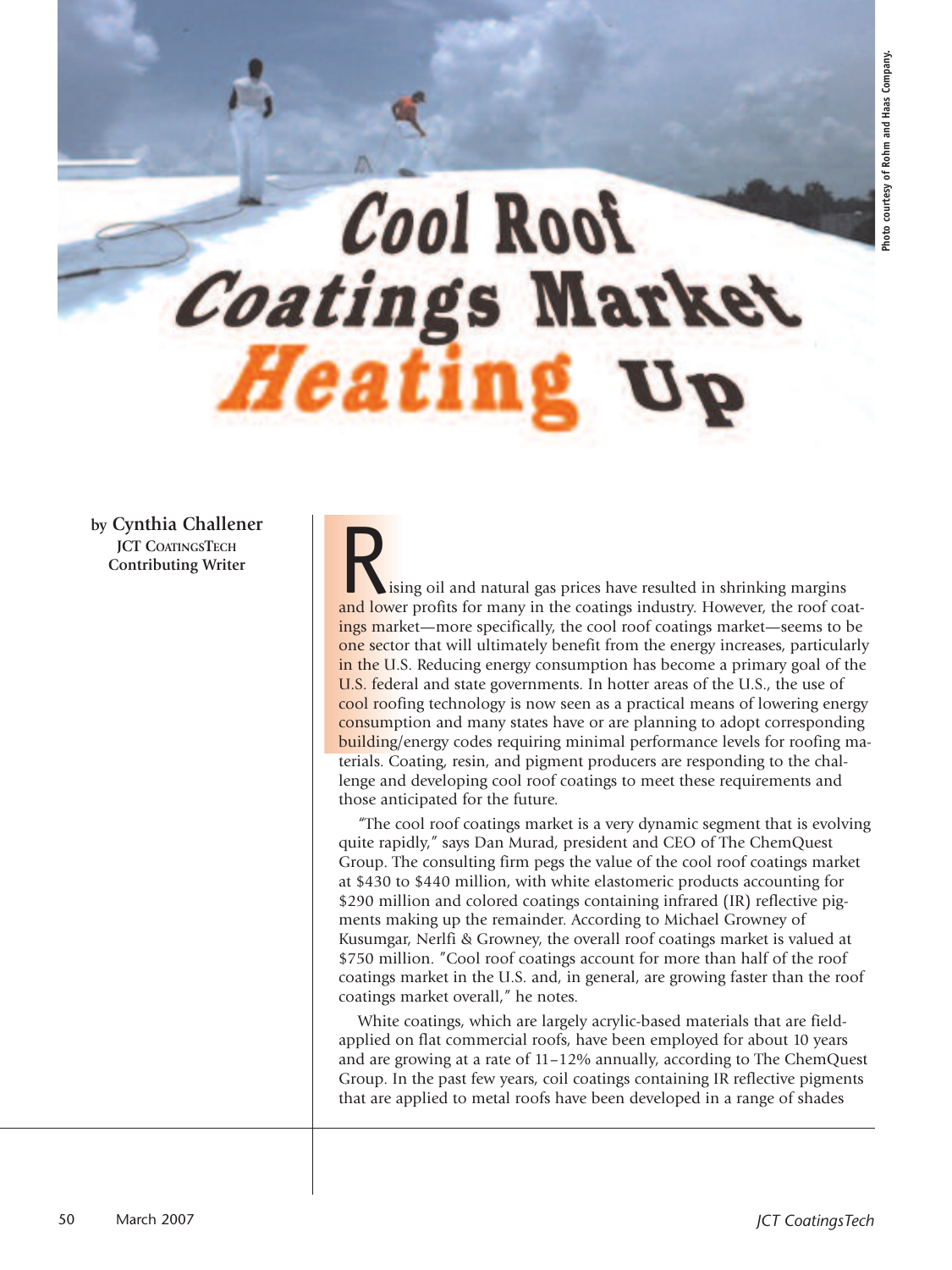# Cool Roof Coatings Market Heating Up

Photo courtesy of Rohm and Haas Company.

by **Cynthia Challener**
**JCT COATINGSTECH Contributing Writer**

Rising oil and natural gas prices have resulted in shrinking margins and lower profits for many in the coatings industry. However, the roof coatings market—more specifically, the cool roof coatings market—seems to be one sector that will ultimately benefit from the energy increases, particularly in the U.S. Reducing energy consumption has become a primary goal of the U.S. federal and state governments. In hotter areas of the U.S., the use of cool roofing technology is now seen as a practical means of lowering energy consumption and many states have or are planning to adopt corresponding building/energy codes requiring minimal performance levels for roofing materials. Coating, resin, and pigment producers are responding to the challenge and developing cool roof coatings to meet these requirements and those anticipated for the future.

"The cool roof coatings market is a very dynamic segment that is evolving quite rapidly," says Dan Murad, president and CEO of The ChemQuest Group. The consulting firm pegs the value of the cool roof coatings market at $430 to $440 million, with white elastomeric products accounting for $290 million and colored coatings containing infrared (IR) reflective pigments making up the remainder. According to Michael Growney of Kusumgar, Nerlfi & Growney, the overall roof coatings market is valued at $750 million. "Cool roof coatings account for more than half of the roof coatings market in the U.S. and, in general, are growing faster than the roof coatings market overall," he notes.

White coatings, which are largely acrylic-based materials that are field-applied on flat commercial roofs, have been employed for about 10 years and are growing at a rate of 11–12% annually, according to The ChemQuest Group. In the past few years, coil coatings containing IR reflective pigments that are applied to metal roofs have been developed in a range of shades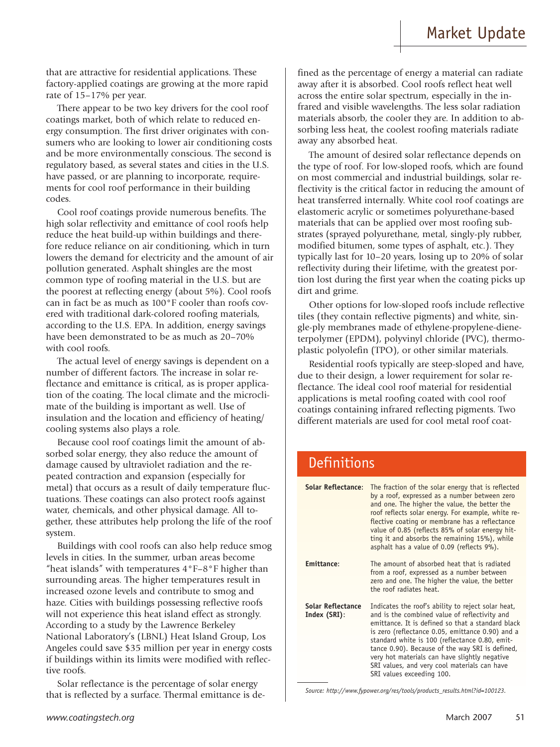that are attractive for residential applications. These factory-applied coatings are growing at the more rapid rate of 15–17% per year.

There appear to be two key drivers for the cool roof coatings market, both of which relate to reduced energy consumption. The first driver originates with consumers who are looking to lower air conditioning costs and be more environmentally conscious. The second is regulatory based, as several states and cities in the U.S. have passed, or are planning to incorporate, requirements for cool roof performance in their building codes.

Cool roof coatings provide numerous benefits. The high solar reflectivity and emittance of cool roofs help reduce the heat build-up within buildings and therefore reduce reliance on air conditioning, which in turn lowers the demand for electricity and the amount of air pollution generated. Asphalt shingles are the most common type of roofing material in the U.S. but are the poorest at reflecting energy (about 5%). Cool roofs can in fact be as much as 100°F cooler than roofs covered with traditional dark-colored roofing materials, according to the U.S. EPA. In addition, energy savings have been demonstrated to be as much as 20–70% with cool roofs.

The actual level of energy savings is dependent on a number of different factors. The increase in solar reflectance and emittance is critical, as is proper application of the coating. The local climate and the microclimate of the building is important as well. Use of insulation and the location and efficiency of heating/cooling systems also plays a role.

Because cool roof coatings limit the amount of absorbed solar energy, they also reduce the amount of damage caused by ultraviolet radiation and the repeated contraction and expansion (especially for metal) that occurs as a result of daily temperature fluctuations. These coatings can also protect roofs against water, chemicals, and other physical damage. All together, these attributes help prolong the life of the roof system.

Buildings with cool roofs can also help reduce smog levels in cities. In the summer, urban areas become "heat islands" with temperatures 4°F–8°F higher than surrounding areas. The higher temperatures result in increased ozone levels and contribute to smog and haze. Cities with buildings possessing reflective roofs will not experience this heat island effect as strongly. According to a study by the Lawrence Berkeley National Laboratory's (LBNL) Heat Island Group, Los Angeles could save $35 million per year in energy costs if buildings within its limits were modified with reflective roofs.

Solar reflectance is the percentage of solar energy that is reflected by a surface. Thermal emittance is defined as the percentage of energy a material can radiate away after it is absorbed. Cool roofs reflect heat well across the entire solar spectrum, especially in the infrared and visible wavelengths. The less solar radiation materials absorb, the cooler they are. In addition to absorbing less heat, the coolest roofing materials radiate away any absorbed heat.

The amount of desired solar reflectance depends on the type of roof. For low-sloped roofs, which are found on most commercial and industrial buildings, solar reflectivity is the critical factor in reducing the amount of heat transferred internally. White cool roof coatings are elastomeric acrylic or sometimes polyurethane-based materials that can be applied over most roofing substrates (sprayed polyurethane, metal, singly-ply rubber, modified bitumen, some types of asphalt, etc.). They typically last for 10–20 years, losing up to 20% of solar reflectivity during their lifetime, with the greatest portion lost during the first year when the coating picks up dirt and grime.

Other options for low-sloped roofs include reflective tiles (they contain reflective pigments) and white, single-ply membranes made of ethylene-propylene-diene-terpolymer (EPDM), polyvinyl chloride (PVC), thermoplastic polyolefin (TPO), or other similar materials.

Residential roofs typically are steep-sloped and have, due to their design, a lower requirement for solar reflectance. The ideal cool roof material for residential applications is metal roofing coated with cool roof coatings containing infrared reflecting pigments. Two different materials are used for cool metal roof coat-

## Definitions

| | |
|---|---|
| **Solar Reflectance:** | The fraction of the solar energy that is reflected by a roof, expressed as a number between zero and one. The higher the value, the better the roof reflects solar energy. For example, white reflective coating or membrane has a reflectance value of 0.85 (reflects 85% of solar energy hitting it and absorbs the remaining 15%), while asphalt has a value of 0.09 (reflects 9%). |
| **Emittance:** | The amount of absorbed heat that is radiated from a roof, expressed as a number between zero and one. The higher the value, the better the roof radiates heat. |
| **Solar Reflectance Index (SRI):** | Indicates the roof's ability to reject solar heat, and is the combined value of reflectivity and emittance. It is defined so that a standard black is zero (reflectance 0.05, emittance 0.90) and a standard white is 100 (reflectance 0.80, emittance 0.90). Because of the way SRI is defined, very hot materials can have slightly negative SRI values, and very cool materials can have SRI values exceeding 100. |

*Source: http://www.fypower.org/res/tools/products_results.html?id=100123.*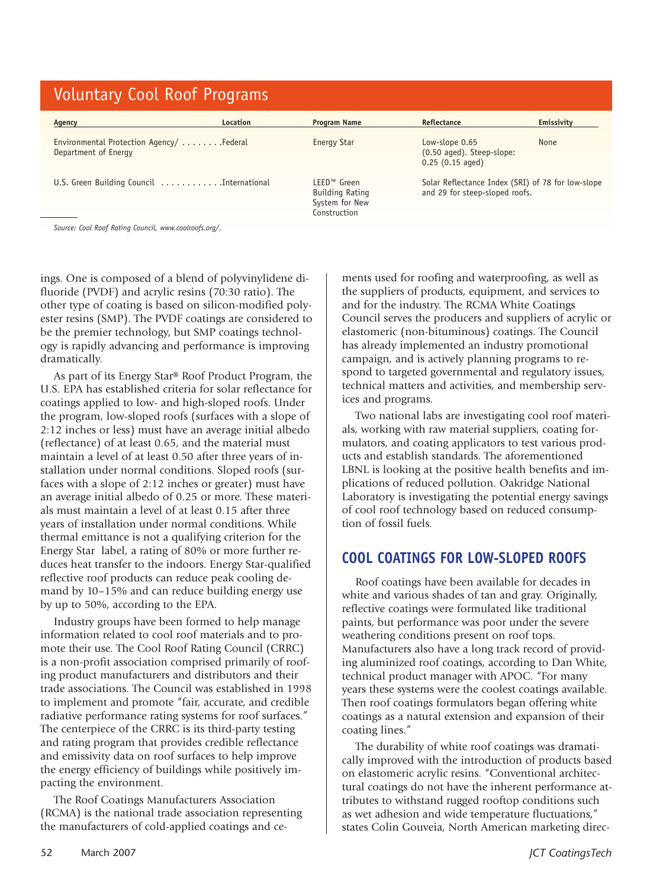## Voluntary Cool Roof Programs

| Agency | Location | Program Name | Reflectance | Emissivity |
|---|---|---|---|---|
| Environmental Protection Agency/ Department of Energy | Federal | Energy Star | Low-slope 0.65 (0.50 aged). Steep-slope: 0.25 (0.15 aged) | None |
| U.S. Green Building Council | International | LEED™ Green Building Rating System for New Construction | Solar Reflectance Index (SRI) of 78 for low-slope and 29 for steep-sloped roofs. | |

*Source: Cool Roof Rating Council, www.coolroofs.org/.*

ings. One is composed of a blend of polyvinylidene difluoride (PVDF) and acrylic resins (70:30 ratio). The other type of coating is based on silicon-modified polyester resins (SMP). The PVDF coatings are considered to be the premier technology, but SMP coatings technology is rapidly advancing and performance is improving dramatically.

As part of its Energy Star® Roof Product Program, the U.S. EPA has established criteria for solar reflectance for coatings applied to low- and high-sloped roofs. Under the program, low-sloped roofs (surfaces with a slope of 2:12 inches or less) must have an average initial albedo (reflectance) of at least 0.65, and the material must maintain a level of at least 0.50 after three years of installation under normal conditions. Sloped roofs (surfaces with a slope of 2:12 inches or greater) must have an average initial albedo of 0.25 or more. These materials must maintain a level of at least 0.15 after three years of installation under normal conditions. While thermal emittance is not a qualifying criterion for the Energy Star label, a rating of 80% or more further reduces heat transfer to the indoors. Energy Star-qualified reflective roof products can reduce peak cooling demand by 10–15% and can reduce building energy use by up to 50%, according to the EPA.

Industry groups have been formed to help manage information related to cool roof materials and to promote their use. The Cool Roof Rating Council (CRRC) is a non-profit association comprised primarily of roofing product manufacturers and distributors and their trade associations. The Council was established in 1998 to implement and promote "fair, accurate, and credible radiative performance rating systems for roof surfaces." The centerpiece of the CRRC is its third-party testing and rating program that provides credible reflectance and emissivity data on roof surfaces to help improve the energy efficiency of buildings while positively impacting the environment.

The Roof Coatings Manufacturers Association (RCMA) is the national trade association representing the manufacturers of cold-applied coatings and cements used for roofing and waterproofing, as well as the suppliers of products, equipment, and services to and for the industry. The RCMA White Coatings Council serves the producers and suppliers of acrylic or elastomeric (non-bituminous) coatings. The Council has already implemented an industry promotional campaign, and is actively planning programs to respond to targeted governmental and regulatory issues, technical matters and activities, and membership services and programs.

Two national labs are investigating cool roof materials, working with raw material suppliers, coating formulators, and coating applicators to test various products and establish standards. The aforementioned LBNL is looking at the positive health benefits and implications of reduced pollution. Oakridge National Laboratory is investigating the potential energy savings of cool roof technology based on reduced consumption of fossil fuels.

## COOL COATINGS FOR LOW-SLOPED ROOFS

Roof coatings have been available for decades in white and various shades of tan and gray. Originally, reflective coatings were formulated like traditional paints, but performance was poor under the severe weathering conditions present on roof tops. Manufacturers also have a long track record of providing aluminized roof coatings, according to Dan White, technical product manager with APOC. "For many years these systems were the coolest coatings available. Then roof coatings formulators began offering white coatings as a natural extension and expansion of their coating lines."

The durability of white roof coatings was dramatically improved with the introduction of products based on elastomeric acrylic resins. "Conventional architectural coatings do not have the inherent performance attributes to withstand rugged rooftop conditions such as wet adhesion and wide temperature fluctuations," states Colin Gouveia, North American marketing direc-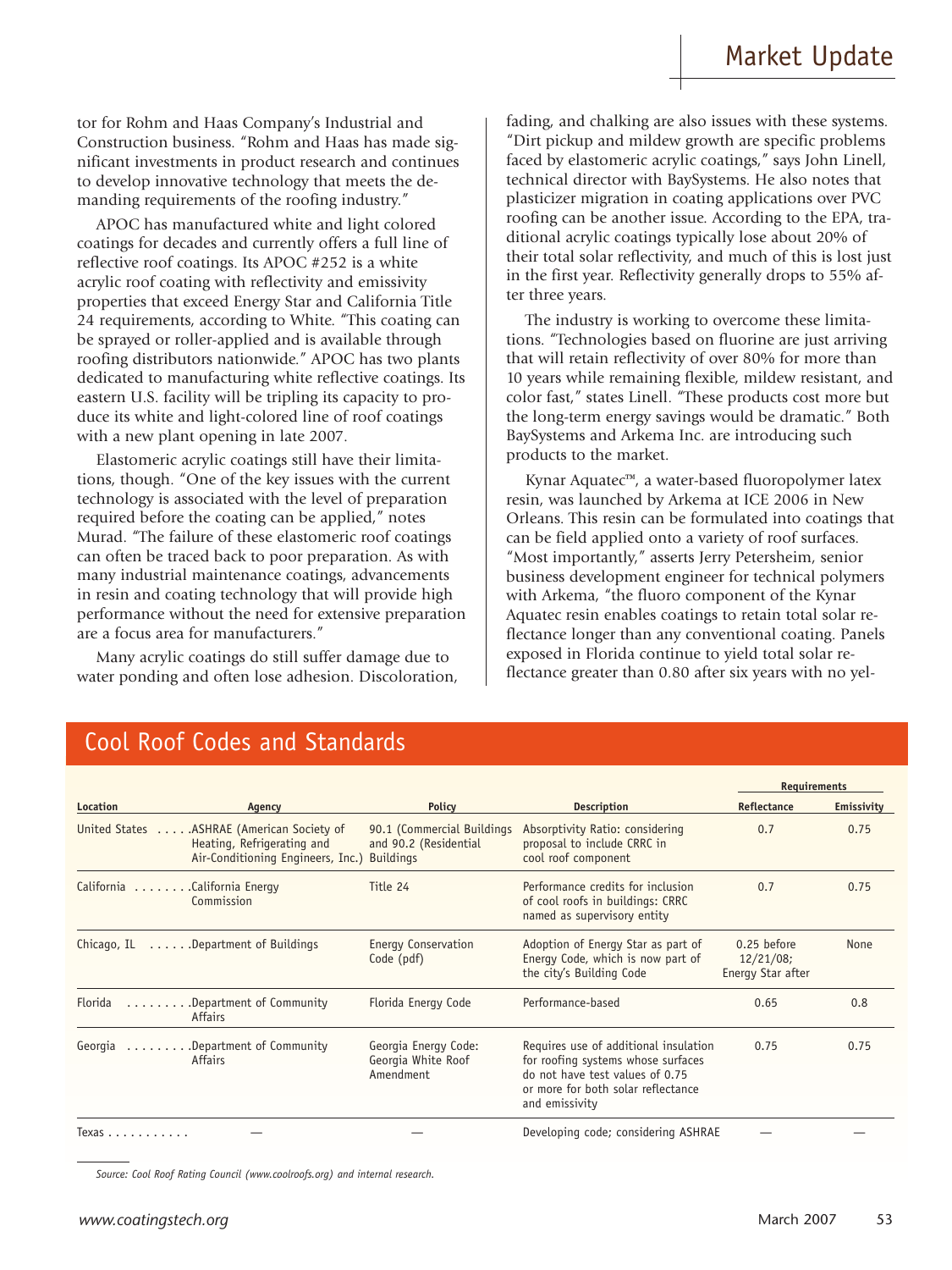tor for Rohm and Haas Company's Industrial and Construction business. "Rohm and Haas has made significant investments in product research and continues to develop innovative technology that meets the demanding requirements of the roofing industry."

APOC has manufactured white and light colored coatings for decades and currently offers a full line of reflective roof coatings. Its APOC #252 is a white acrylic roof coating with reflectivity and emissivity properties that exceed Energy Star and California Title 24 requirements, according to White. "This coating can be sprayed or roller-applied and is available through roofing distributors nationwide." APOC has two plants dedicated to manufacturing white reflective coatings. Its eastern U.S. facility will be tripling its capacity to produce its white and light-colored line of roof coatings with a new plant opening in late 2007.

Elastomeric acrylic coatings still have their limitations, though. "One of the key issues with the current technology is associated with the level of preparation required before the coating can be applied," notes Murad. "The failure of these elastomeric roof coatings can often be traced back to poor preparation. As with many industrial maintenance coatings, advancements in resin and coating technology that will provide high performance without the need for extensive preparation are a focus area for manufacturers."

Many acrylic coatings do still suffer damage due to water ponding and often lose adhesion. Discoloration, fading, and chalking are also issues with these systems. "Dirt pickup and mildew growth are specific problems faced by elastomeric acrylic coatings," says John Linell, technical director with BaySystems. He also notes that plasticizer migration in coating applications over PVC roofing can be another issue. According to the EPA, traditional acrylic coatings typically lose about 20% of their total solar reflectivity, and much of this is lost just in the first year. Reflectivity generally drops to 55% after three years.

The industry is working to overcome these limitations. "Technologies based on fluorine are just arriving that will retain reflectivity of over 80% for more than 10 years while remaining flexible, mildew resistant, and color fast," states Linell. "These products cost more but the long-term energy savings would be dramatic." Both BaySystems and Arkema Inc. are introducing such products to the market.

Kynar Aquatec™, a water-based fluoropolymer latex resin, was launched by Arkema at ICE 2006 in New Orleans. This resin can be formulated into coatings that can be field applied onto a variety of roof surfaces. "Most importantly," asserts Jerry Petersheim, senior business development engineer for technical polymers with Arkema, "the fluoro component of the Kynar Aquatec resin enables coatings to retain total solar reflectance longer than any conventional coating. Panels exposed in Florida continue to yield total solar reflectance greater than 0.80 after six years with no yel-

## Cool Roof Codes and Standards

| Location | Agency | Policy | Description | Requirements | |
|---|---|---|---|---|---|
| | | | | Reflectance | Emissivity |
| United States | ASHRAE (American Society of Heating, Refrigerating and Air-Conditioning Engineers, Inc.) | 90.1 (Commercial Buildings and 90.2 (Residential Buildings | Absorptivity Ratio: considering proposal to include CRRC in cool roof component | 0.7 | 0.75 |
| California | California Energy Commission | Title 24 | Performance credits for inclusion of cool roofs in buildings: CRRC named as supervisory entity | 0.7 | 0.75 |
| Chicago, IL | Department of Buildings | Energy Conservation Code (pdf) | Adoption of Energy Star as part of Energy Code, which is now part of the city's Building Code | 0.25 before 12/21/08; Energy Star after | None |
| Florida | Department of Community Affairs | Florida Energy Code | Performance-based | 0.65 | 0.8 |
| Georgia | Department of Community Affairs | Georgia Energy Code: Georgia White Roof Amendment | Requires use of additional insulation for roofing systems whose surfaces do not have test values of 0.75 or more for both solar reflectance and emissivity | 0.75 | 0.75 |
| Texas | — | — | Developing code; considering ASHRAE | — | — |

*Source: Cool Roof Rating Council (www.coolroofs.org) and internal research.*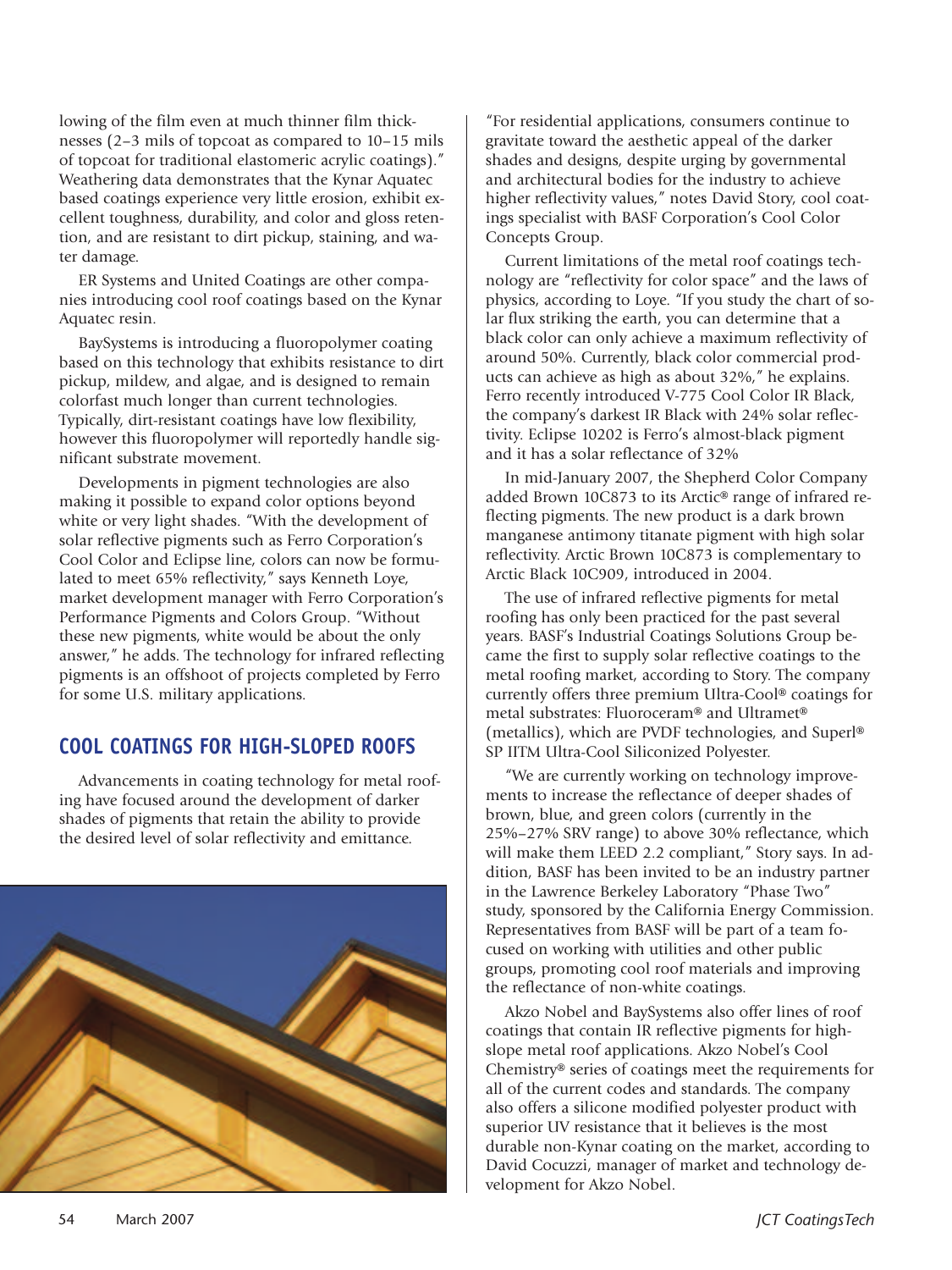lowing of the film even at much thinner film thicknesses (2–3 mils of topcoat as compared to 10–15 mils of topcoat for traditional elastomeric acrylic coatings)." Weathering data demonstrates that the Kynar Aquatec based coatings experience very little erosion, exhibit excellent toughness, durability, and color and gloss retention, and are resistant to dirt pickup, staining, and water damage.

ER Systems and United Coatings are other companies introducing cool roof coatings based on the Kynar Aquatec resin.

BaySystems is introducing a fluoropolymer coating based on this technology that exhibits resistance to dirt pickup, mildew, and algae, and is designed to remain colorfast much longer than current technologies. Typically, dirt-resistant coatings have low flexibility, however this fluoropolymer will reportedly handle significant substrate movement.

Developments in pigment technologies are also making it possible to expand color options beyond white or very light shades. "With the development of solar reflective pigments such as Ferro Corporation's Cool Color and Eclipse line, colors can now be formulated to meet 65% reflectivity," says Kenneth Loye, market development manager with Ferro Corporation's Performance Pigments and Colors Group. "Without these new pigments, white would be about the only answer," he adds. The technology for infrared reflecting pigments is an offshoot of projects completed by Ferro for some U.S. military applications.

## COOL COATINGS FOR HIGH-SLOPED ROOFS

Advancements in coating technology for metal roofing have focused around the development of darker shades of pigments that retain the ability to provide the desired level of solar reflectivity and emittance.

"For residential applications, consumers continue to gravitate toward the aesthetic appeal of the darker shades and designs, despite urging by governmental and architectural bodies for the industry to achieve higher reflectivity values," notes David Story, cool coatings specialist with BASF Corporation's Cool Color Concepts Group.

Current limitations of the metal roof coatings technology are "reflectivity for color space" and the laws of physics, according to Loye. "If you study the chart of solar flux striking the earth, you can determine that a black color can only achieve a maximum reflectivity of around 50%. Currently, black color commercial products can achieve as high as about 32%," he explains. Ferro recently introduced V-775 Cool Color IR Black, the company's darkest IR Black with 24% solar reflectivity. Eclipse 10202 is Ferro's almost-black pigment and it has a solar reflectance of 32%

In mid-January 2007, the Shepherd Color Company added Brown 10C873 to its Arctic® range of infrared reflecting pigments. The new product is a dark brown manganese antimony titanate pigment with high solar reflectivity. Arctic Brown 10C873 is complementary to Arctic Black 10C909, introduced in 2004.

The use of infrared reflective pigments for metal roofing has only been practiced for the past several years. BASF's Industrial Coatings Solutions Group became the first to supply solar reflective coatings to the metal roofing market, according to Story. The company currently offers three premium Ultra-Cool® coatings for metal substrates: Fluoroceram® and Ultramet® (metallics), which are PVDF technologies, and Superl® SP IITM Ultra-Cool Siliconized Polyester.

"We are currently working on technology improvements to increase the reflectance of deeper shades of brown, blue, and green colors (currently in the 25%–27% SRV range) to above 30% reflectance, which will make them LEED 2.2 compliant," Story says. In addition, BASF has been invited to be an industry partner in the Lawrence Berkeley Laboratory "Phase Two" study, sponsored by the California Energy Commission. Representatives from BASF will be part of a team focused on working with utilities and other public groups, promoting cool roof materials and improving the reflectance of non-white coatings.

Akzo Nobel and BaySystems also offer lines of roof coatings that contain IR reflective pigments for high-slope metal roof applications. Akzo Nobel's Cool Chemistry® series of coatings meet the requirements for all of the current codes and standards. The company also offers a silicone modified polyester product with superior UV resistance that it believes is the most durable non-Kynar coating on the market, according to David Cocuzzi, manager of market and technology development for Akzo Nobel.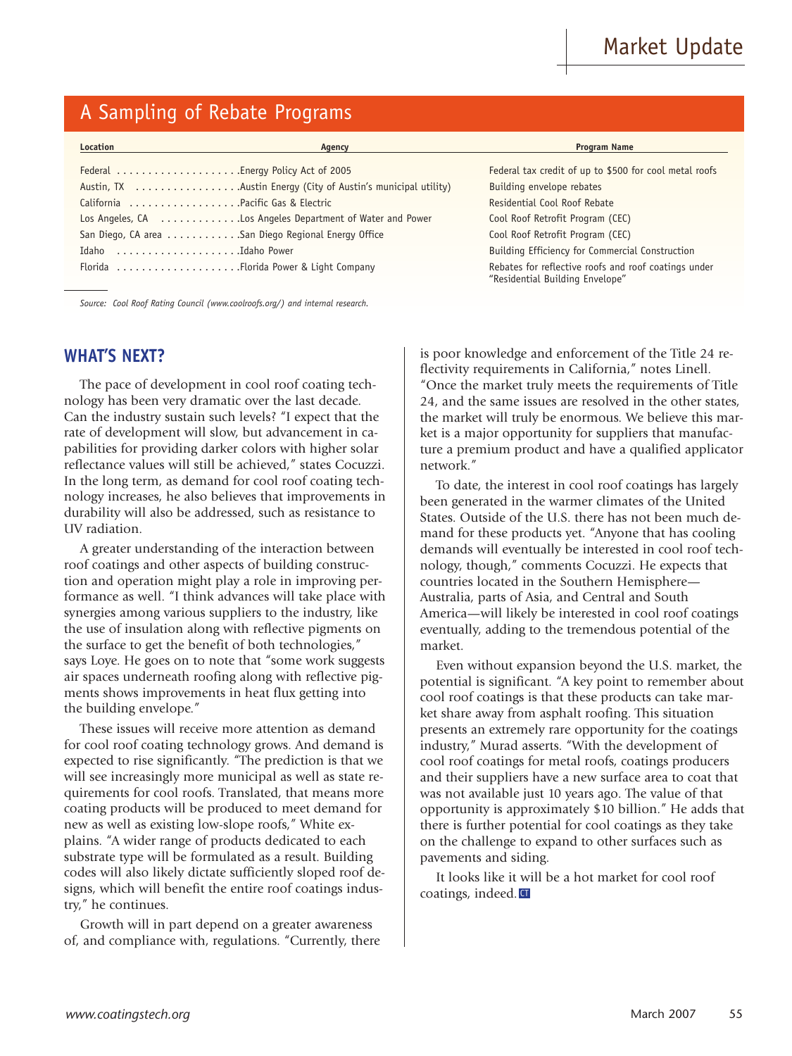## A Sampling of Rebate Programs

| Location | Agency | Program Name |
|---|---|---|
| Federal | Energy Policy Act of 2005 | Federal tax credit of up to $500 for cool metal roofs |
| Austin, TX | Austin Energy (City of Austin's municipal utility) | Building envelope rebates |
| California | Pacific Gas & Electric | Residential Cool Roof Rebate |
| Los Angeles, CA | Los Angeles Department of Water and Power | Cool Roof Retrofit Program (CEC) |
| San Diego, CA area | San Diego Regional Energy Office | Cool Roof Retrofit Program (CEC) |
| Idaho | Idaho Power | Building Efficiency for Commercial Construction |
| Florida | Florida Power & Light Company | Rebates for reflective roofs and roof coatings under "Residential Building Envelope" |

*Source: Cool Roof Rating Council (www.coolroofs.org/) and internal research.*

## WHAT'S NEXT?

The pace of development in cool roof coating technology has been very dramatic over the last decade. Can the industry sustain such levels? "I expect that the rate of development will slow, but advancement in capabilities for providing darker colors with higher solar reflectance values will still be achieved," states Cocuzzi. In the long term, as demand for cool roof coating technology increases, he also believes that improvements in durability will also be addressed, such as resistance to UV radiation.

A greater understanding of the interaction between roof coatings and other aspects of building construction and operation might play a role in improving performance as well. "I think advances will take place with synergies among various suppliers to the industry, like the use of insulation along with reflective pigments on the surface to get the benefit of both technologies," says Loye. He goes on to note that "some work suggests air spaces underneath roofing along with reflective pigments shows improvements in heat flux getting into the building envelope."

These issues will receive more attention as demand for cool roof coating technology grows. And demand is expected to rise significantly. "The prediction is that we will see increasingly more municipal as well as state requirements for cool roofs. Translated, that means more coating products will be produced to meet demand for new as well as existing low-slope roofs," White explains. "A wider range of products dedicated to each substrate type will be formulated as a result. Building codes will also likely dictate sufficiently sloped roof designs, which will benefit the entire roof coatings industry," he continues.

Growth will in part depend on a greater awareness of, and compliance with, regulations. "Currently, there is poor knowledge and enforcement of the Title 24 reflectivity requirements in California," notes Linell. "Once the market truly meets the requirements of Title 24, and the same issues are resolved in the other states, the market will truly be enormous. We believe this market is a major opportunity for suppliers that manufacture a premium product and have a qualified applicator network."

To date, the interest in cool roof coatings has largely been generated in the warmer climates of the United States. Outside of the U.S. there has not been much demand for these products yet. "Anyone that has cooling demands will eventually be interested in cool roof technology, though," comments Cocuzzi. He expects that countries located in the Southern Hemisphere—Australia, parts of Asia, and Central and South America—will likely be interested in cool roof coatings eventually, adding to the tremendous potential of the market.

Even without expansion beyond the U.S. market, the potential is significant. "A key point to remember about cool roof coatings is that these products can take market share away from asphalt roofing. This situation presents an extremely rare opportunity for the coatings industry," Murad asserts. "With the development of cool roof coatings for metal roofs, coatings producers and their suppliers have a new surface area to coat that was not available just 10 years ago. The value of that opportunity is approximately $10 billion." He adds that there is further potential for cool coatings as they take on the challenge to expand to other surfaces such as pavements and siding.

It looks like it will be a hot market for cool roof coatings, indeed.